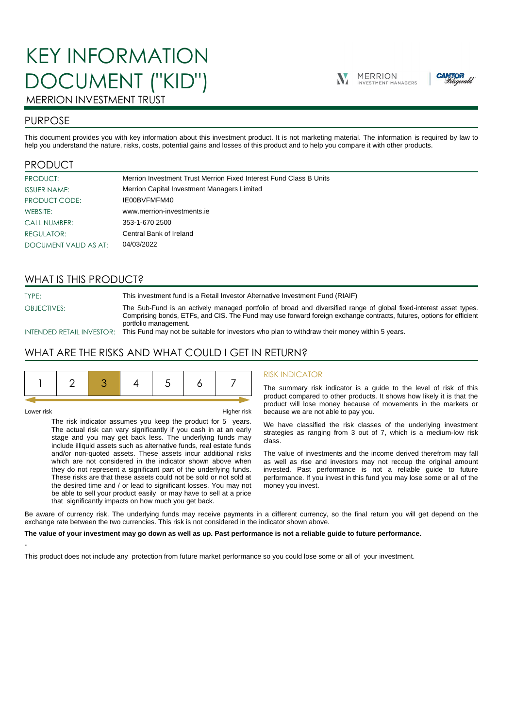# KEY INFORMATION DOCUMENT ("KID")

MERRION INVESTMENT TRUST

## PURPOSE

This document provides you with key information about this investment product. It is not marketing material. The information is required by law to help you understand the nature, risks, costs, potential gains and losses of this product and to help you compare it with other products.

## PRODUCT

| | |
|---|---|
| PRODUCT: | Merrion Investment Trust Merrion Fixed Interest Fund Class B Units |
| ISSUER NAME: | Merrion Capital Investment Managers Limited |
| PRODUCT CODE: | IE00BVFMFM40 |
| WEBSITE: | www.merrion-investments.ie |
| CALL NUMBER: | 353-1-670 2500 |
| REGULATOR: | Central Bank of Ireland |
| DOCUMENT VALID AS AT: | 04/03/2022 |

## WHAT IS THIS PRODUCT?

TYPE: This investment fund is a Retail Investor Alternative Investment Fund (RIAIF)

OBJECTIVES: The Sub-Fund is an actively managed portfolio of broad and diversified range of global fixed-interest asset types. Comprising bonds, ETFs, and CIS. The Fund may use forward foreign exchange contracts, futures, options for efficient portfolio management.

INTENDED RETAIL INVESTOR: This Fund may not be suitable for investors who plan to withdraw their money within 5 years.

## WHAT ARE THE RISKS AND WHAT COULD I GET IN RETURN?

| 1 | 2 | **3** | 4 | 5 | 6 | 7 |
|---|---|---|---|---|---|---|

Lower risk — Higher risk

The risk indicator assumes you keep the product for 5 years. The actual risk can vary significantly if you cash in at an early stage and you may get back less. The underlying funds may include illiquid assets such as alternative funds, real estate funds and/or non-quoted assets. These assets incur additional risks which are not considered in the indicator shown above when they do not represent a significant part of the underlying funds. These risks are that these assets could not be sold or not sold at the desired time and / or lead to significant losses. You may not be able to sell your product easily or may have to sell at a price that significantly impacts on how much you get back.

### RISK INDICATOR

The summary risk indicator is a guide to the level of risk of this product compared to other products. It shows how likely it is that the product will lose money because of movements in the markets or because we are not able to pay you.

We have classified the risk classes of the underlying investment strategies as ranging from 3 out of 7, which is a medium-low risk class.

The value of investments and the income derived therefrom may fall as well as rise and investors may not recoup the original amount invested. Past performance is not a reliable guide to future performance. If you invest in this fund you may lose some or all of the money you invest.

Be aware of currency risk. The underlying funds may receive payments in a different currency, so the final return you will get depend on the exchange rate between the two currencies. This risk is not considered in the indicator shown above.

**The value of your investment may go down as well as up. Past performance is not a reliable guide to future performance.**

-

This product does not include any protection from future market performance so you could lose some or all of your investment.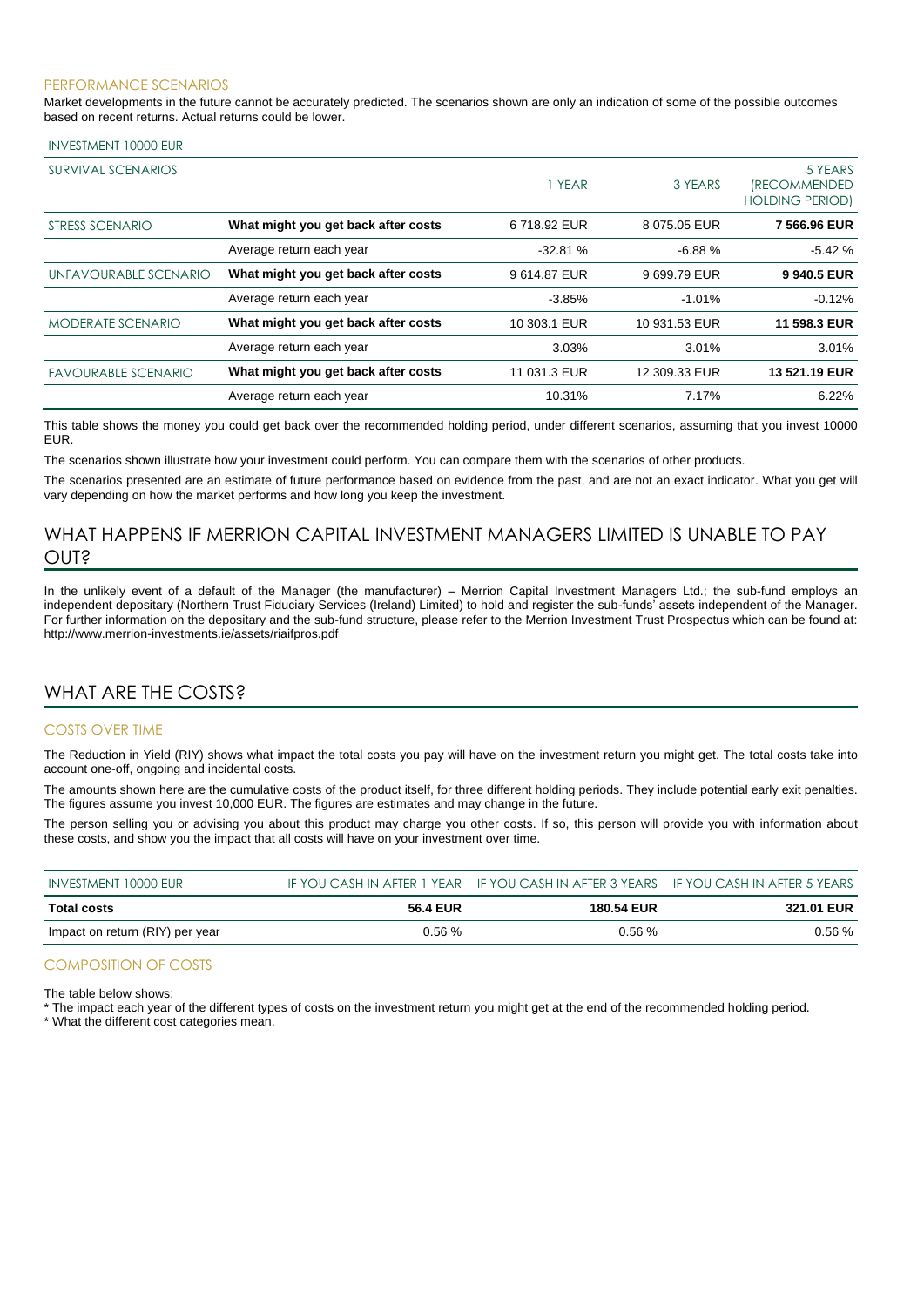### PERFORMANCE SCENARIOS

Market developments in the future cannot be accurately predicted. The scenarios shown are only an indication of some of the possible outcomes based on recent returns. Actual returns could be lower.

| INVESTMENT 10000 EUR | | | | |
|---|---|---|---|---|
| SURVIVAL SCENARIOS | | 1 YEAR | 3 YEARS | 5 YEARS (RECOMMENDED HOLDING PERIOD) |
| STRESS SCENARIO | **What might you get back after costs** | 6 718.92 EUR | 8 075.05 EUR | **7 566.96 EUR** |
| | Average return each year | -32.81 % | -6.88 % | -5.42 % |
| UNFAVOURABLE SCENARIO | **What might you get back after costs** | 9 614.87 EUR | 9 699.79 EUR | **9 940.5 EUR** |
| | Average return each year | -3.85% | -1.01% | -0.12% |
| MODERATE SCENARIO | **What might you get back after costs** | 10 303.1 EUR | 10 931.53 EUR | **11 598.3 EUR** |
| | Average return each year | 3.03% | 3.01% | 3.01% |
| FAVOURABLE SCENARIO | **What might you get back after costs** | 11 031.3 EUR | 12 309.33 EUR | **13 521.19 EUR** |
| | Average return each year | 10.31% | 7.17% | 6.22% |

This table shows the money you could get back over the recommended holding period, under different scenarios, assuming that you invest 10000 EUR.

The scenarios shown illustrate how your investment could perform. You can compare them with the scenarios of other products.

The scenarios presented are an estimate of future performance based on evidence from the past, and are not an exact indicator. What you get will vary depending on how the market performs and how long you keep the investment.

## WHAT HAPPENS IF MERRION CAPITAL INVESTMENT MANAGERS LIMITED IS UNABLE TO PAY OUT?

In the unlikely event of a default of the Manager (the manufacturer) – Merrion Capital Investment Managers Ltd.; the sub-fund employs an independent depositary (Northern Trust Fiduciary Services (Ireland) Limited) to hold and register the sub-funds' assets independent of the Manager. For further information on the depositary and the sub-fund structure, please refer to the Merrion Investment Trust Prospectus which can be found at: http://www.merrion-investments.ie/assets/riaifpros.pdf

## WHAT ARE THE COSTS?

### COSTS OVER TIME

The Reduction in Yield (RIY) shows what impact the total costs you pay will have on the investment return you might get. The total costs take into account one-off, ongoing and incidental costs.

The amounts shown here are the cumulative costs of the product itself, for three different holding periods. They include potential early exit penalties. The figures assume you invest 10,000 EUR. The figures are estimates and may change in the future.

The person selling you or advising you about this product may charge you other costs. If so, this person will provide you with information about these costs, and show you the impact that all costs will have on your investment over time.

| INVESTMENT 10000 EUR | IF YOU CASH IN AFTER 1 YEAR | IF YOU CASH IN AFTER 3 YEARS | IF YOU CASH IN AFTER 5 YEARS |
|---|---|---|---|
| **Total costs** | **56.4 EUR** | **180.54 EUR** | **321.01 EUR** |
| Impact on return (RIY) per year | 0.56 % | 0.56 % | 0.56 % |

### COMPOSITION OF COSTS

The table below shows:

* The impact each year of the different types of costs on the investment return you might get at the end of the recommended holding period.
* What the different cost categories mean.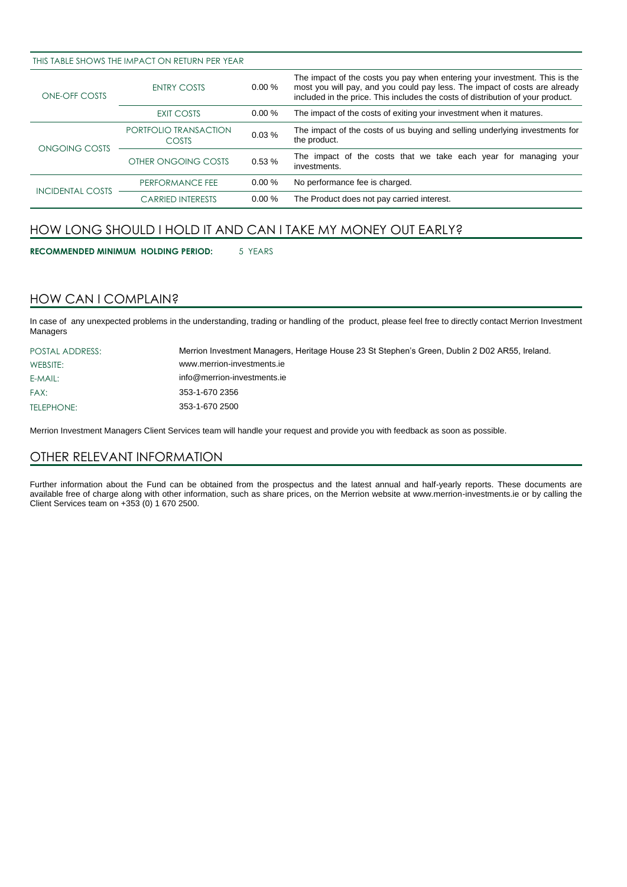| THIS TABLE SHOWS THE IMPACT ON RETURN PER YEAR | | | |
|---|---|---|---|
| ONE-OFF COSTS | ENTRY COSTS | 0.00 % | The impact of the costs you pay when entering your investment. This is the most you will pay, and you could pay less. The impact of costs are already included in the price. This includes the costs of distribution of your product. |
| | EXIT COSTS | 0.00 % | The impact of the costs of exiting your investment when it matures. |
| ONGOING COSTS | PORTFOLIO TRANSACTION COSTS | 0.03 % | The impact of the costs of us buying and selling underlying investments for the product. |
| | OTHER ONGOING COSTS | 0.53 % | The impact of the costs that we take each year for managing your investments. |
| INCIDENTAL COSTS | PERFORMANCE FEE | 0.00 % | No performance fee is charged. |
| | CARRIED INTERESTS | 0.00 % | The Product does not pay carried interest. |

## HOW LONG SHOULD I HOLD IT AND CAN I TAKE MY MONEY OUT EARLY?

**RECOMMENDED MINIMUM HOLDING PERIOD:** 5 YEARS

## HOW CAN I COMPLAIN?

In case of any unexpected problems in the understanding, trading or handling of the product, please feel free to directly contact Merrion Investment Managers

| | |
|---|---|
| POSTAL ADDRESS: | Merrion Investment Managers, Heritage House 23 St Stephen's Green, Dublin 2 D02 AR55, Ireland. |
| WEBSITE: | www.merrion-investments.ie |
| E-MAIL: | info@merrion-investments.ie |
| FAX: | 353-1-670 2356 |
| TELEPHONE: | 353-1-670 2500 |

Merrion Investment Managers Client Services team will handle your request and provide you with feedback as soon as possible.

## OTHER RELEVANT INFORMATION

Further information about the Fund can be obtained from the prospectus and the latest annual and half-yearly reports. These documents are available free of charge along with other information, such as share prices, on the Merrion website at www.merrion-investments.ie or by calling the Client Services team on +353 (0) 1 670 2500.